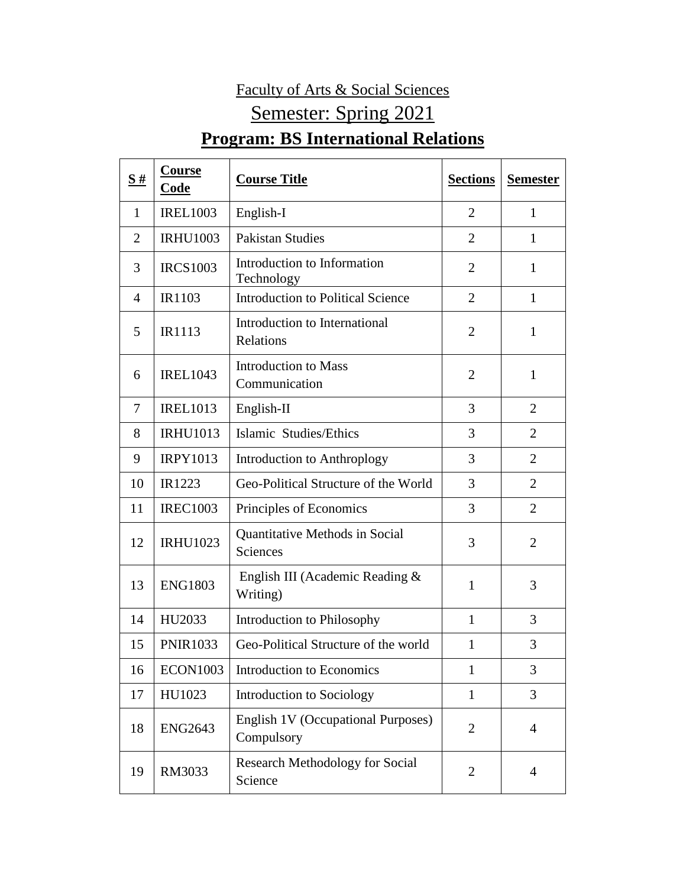Faculty of Arts & Social Sciences

Semester: Spring 2021

# Program: BS International Relations

| S # | Course Code | Course Title | Sections | Semester |
|---|---|---|---|---|
| 1 | IREL1003 | English-I | 2 | 1 |
| 2 | IRHU1003 | Pakistan Studies | 2 | 1 |
| 3 | IRCS1003 | Introduction to Information Technology | 2 | 1 |
| 4 | IR1103 | Introduction to Political Science | 2 | 1 |
| 5 | IR1113 | Introduction to International Relations | 2 | 1 |
| 6 | IREL1043 | Introduction to Mass Communication | 2 | 1 |
| 7 | IREL1013 | English-II | 3 | 2 |
| 8 | IRHU1013 | Islamic Studies/Ethics | 3 | 2 |
| 9 | IRPY1013 | Introduction to Anthroplogy | 3 | 2 |
| 10 | IR1223 | Geo-Political Structure of the World | 3 | 2 |
| 11 | IREC1003 | Principles of Economics | 3 | 2 |
| 12 | IRHU1023 | Quantitative Methods in Social Sciences | 3 | 2 |
| 13 | ENG1803 | English III (Academic Reading & Writing) | 1 | 3 |
| 14 | HU2033 | Introduction to Philosophy | 1 | 3 |
| 15 | PNIR1033 | Geo-Political Structure of the world | 1 | 3 |
| 16 | ECON1003 | Introduction to Economics | 1 | 3 |
| 17 | HU1023 | Introduction to Sociology | 1 | 3 |
| 18 | ENG2643 | English 1V (Occupational Purposes) Compulsory | 2 | 4 |
| 19 | RM3033 | Research Methodology for Social Science | 2 | 4 |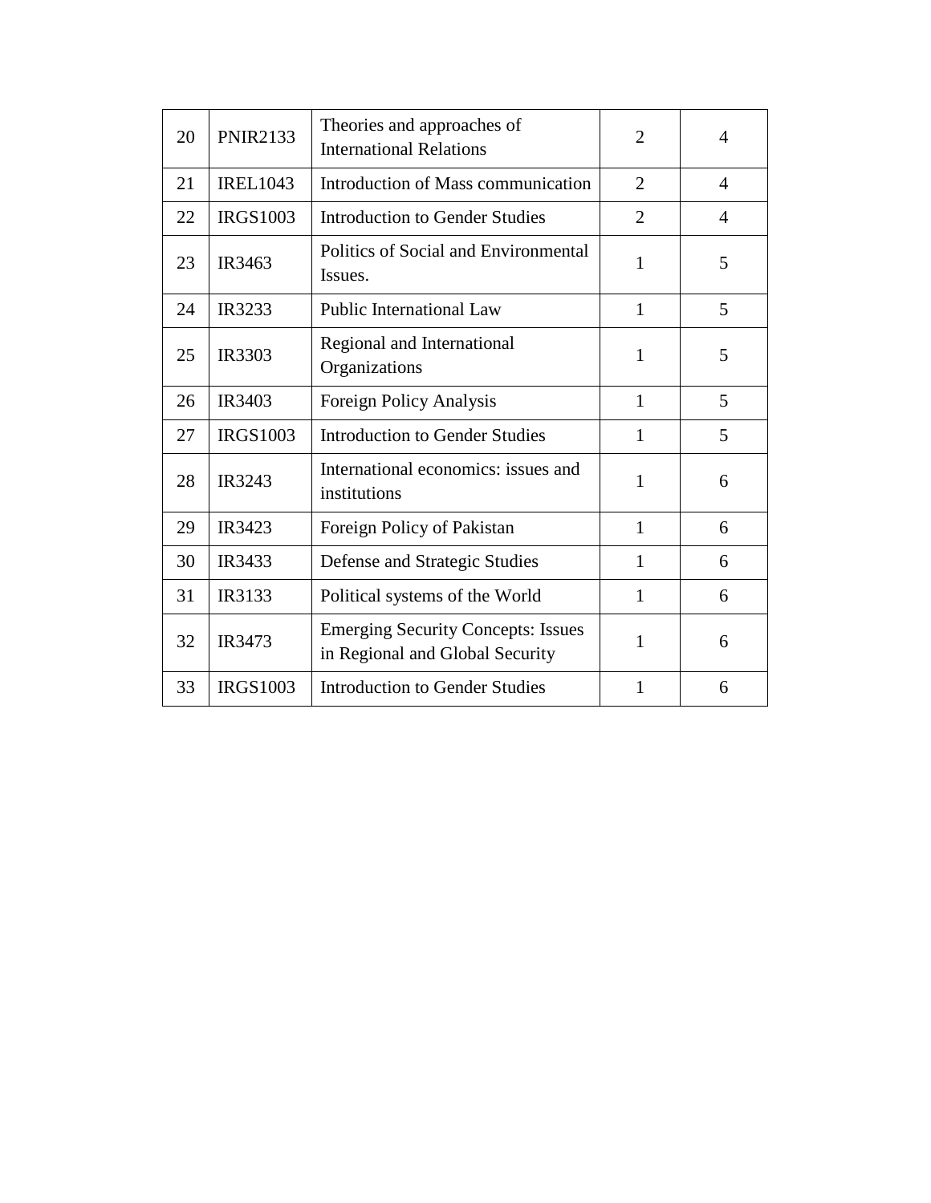| | | | | |
|---|---|---|---|---|
| 20 | PNIR2133 | Theories and approaches of International Relations | 2 | 4 |
| 21 | IREL1043 | Introduction of Mass communication | 2 | 4 |
| 22 | IRGS1003 | Introduction to Gender Studies | 2 | 4 |
| 23 | IR3463 | Politics of Social and Environmental Issues. | 1 | 5 |
| 24 | IR3233 | Public International Law | 1 | 5 |
| 25 | IR3303 | Regional and International Organizations | 1 | 5 |
| 26 | IR3403 | Foreign Policy Analysis | 1 | 5 |
| 27 | IRGS1003 | Introduction to Gender Studies | 1 | 5 |
| 28 | IR3243 | International economics: issues and institutions | 1 | 6 |
| 29 | IR3423 | Foreign Policy of Pakistan | 1 | 6 |
| 30 | IR3433 | Defense and Strategic Studies | 1 | 6 |
| 31 | IR3133 | Political systems of the World | 1 | 6 |
| 32 | IR3473 | Emerging Security Concepts: Issues in Regional and Global Security | 1 | 6 |
| 33 | IRGS1003 | Introduction to Gender Studies | 1 | 6 |